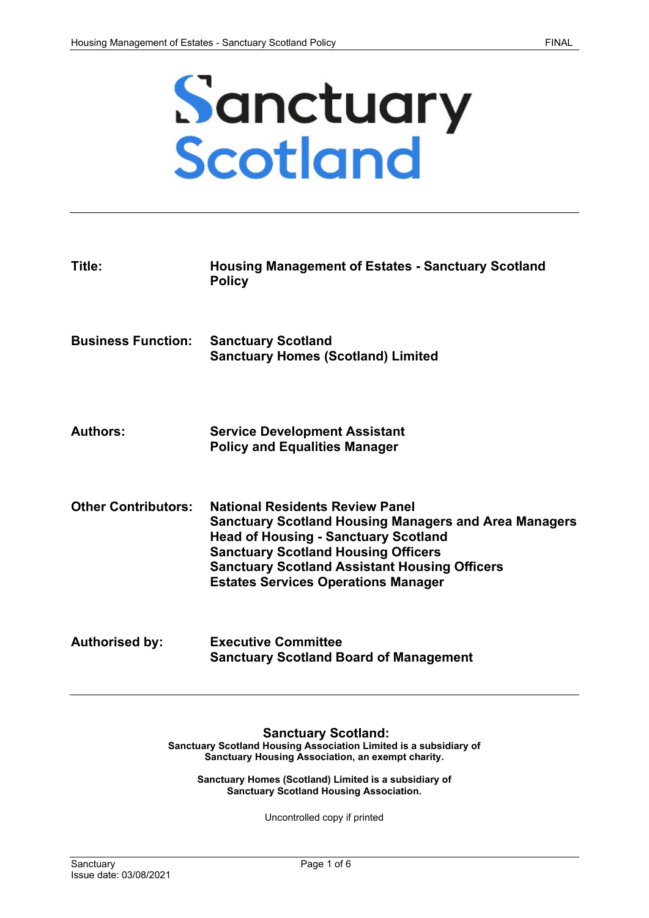# Sanctuary Scotland

| | |
|---|---|
| **Title:** | **Housing Management of Estates - Sanctuary Scotland Policy** |
| **Business Function:** | **Sanctuary Scotland**<br>**Sanctuary Homes (Scotland) Limited** |
| **Authors:** | **Service Development Assistant**<br>**Policy and Equalities Manager** |
| **Other Contributors:** | **National Residents Review Panel**<br>**Sanctuary Scotland Housing Managers and Area Managers**<br>**Head of Housing - Sanctuary Scotland**<br>**Sanctuary Scotland Housing Officers**<br>**Sanctuary Scotland Assistant Housing Officers**<br>**Estates Services Operations Manager** |
| **Authorised by:** | **Executive Committee**<br>**Sanctuary Scotland Board of Management** |

**Sanctuary Scotland:**

**Sanctuary Scotland Housing Association Limited is a subsidiary of Sanctuary Housing Association, an exempt charity.**

**Sanctuary Homes (Scotland) Limited is a subsidiary of Sanctuary Scotland Housing Association.**

Uncontrolled copy if printed

Sanctuary
Issue date: 03/08/2021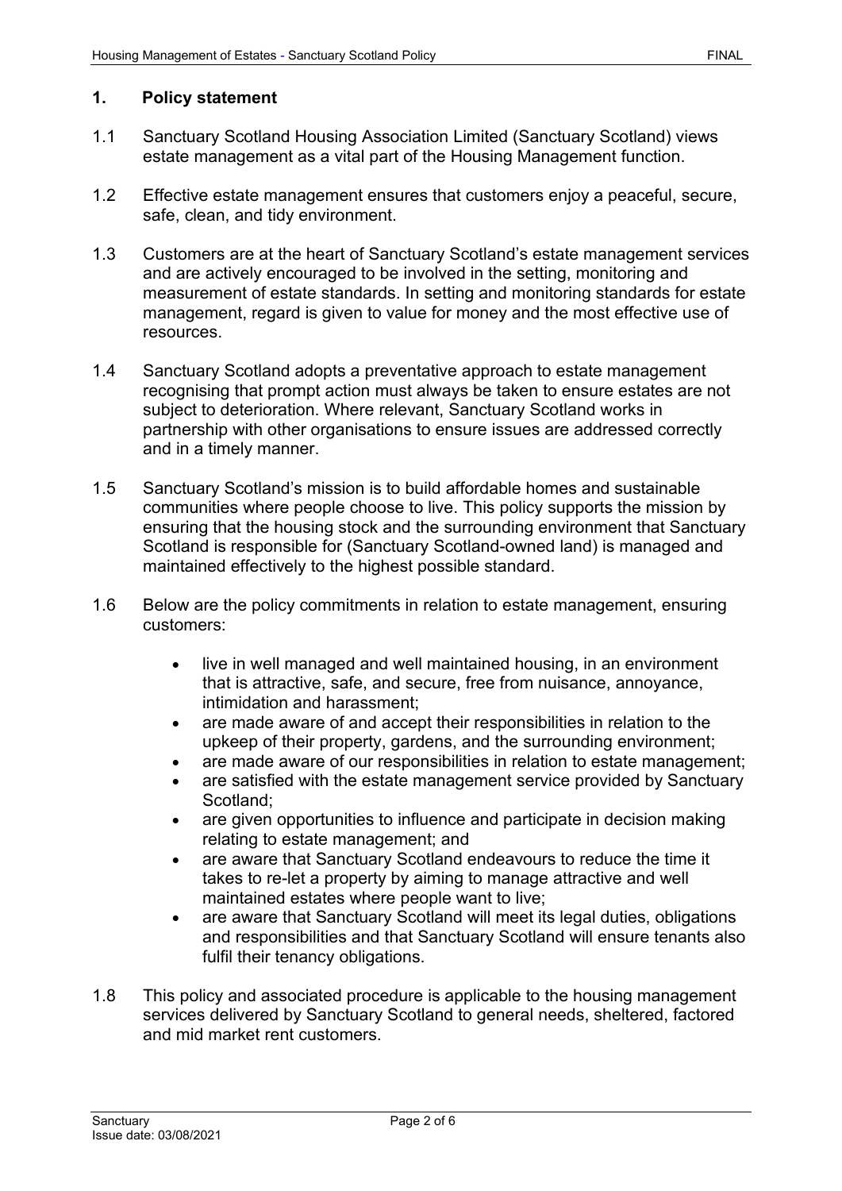## 1. Policy statement

1.1 Sanctuary Scotland Housing Association Limited (Sanctuary Scotland) views estate management as a vital part of the Housing Management function.

1.2 Effective estate management ensures that customers enjoy a peaceful, secure, safe, clean, and tidy environment.

1.3 Customers are at the heart of Sanctuary Scotland's estate management services and are actively encouraged to be involved in the setting, monitoring and measurement of estate standards. In setting and monitoring standards for estate management, regard is given to value for money and the most effective use of resources.

1.4 Sanctuary Scotland adopts a preventative approach to estate management recognising that prompt action must always be taken to ensure estates are not subject to deterioration. Where relevant, Sanctuary Scotland works in partnership with other organisations to ensure issues are addressed correctly and in a timely manner.

1.5 Sanctuary Scotland's mission is to build affordable homes and sustainable communities where people choose to live. This policy supports the mission by ensuring that the housing stock and the surrounding environment that Sanctuary Scotland is responsible for (Sanctuary Scotland-owned land) is managed and maintained effectively to the highest possible standard.

1.6 Below are the policy commitments in relation to estate management, ensuring customers:

- live in well managed and well maintained housing, in an environment that is attractive, safe, and secure, free from nuisance, annoyance, intimidation and harassment;
- are made aware of and accept their responsibilities in relation to the upkeep of their property, gardens, and the surrounding environment;
- are made aware of our responsibilities in relation to estate management;
- are satisfied with the estate management service provided by Sanctuary Scotland;
- are given opportunities to influence and participate in decision making relating to estate management; and
- are aware that Sanctuary Scotland endeavours to reduce the time it takes to re-let a property by aiming to manage attractive and well maintained estates where people want to live;
- are aware that Sanctuary Scotland will meet its legal duties, obligations and responsibilities and that Sanctuary Scotland will ensure tenants also fulfil their tenancy obligations.

1.8 This policy and associated procedure is applicable to the housing management services delivered by Sanctuary Scotland to general needs, sheltered, factored and mid market rent customers.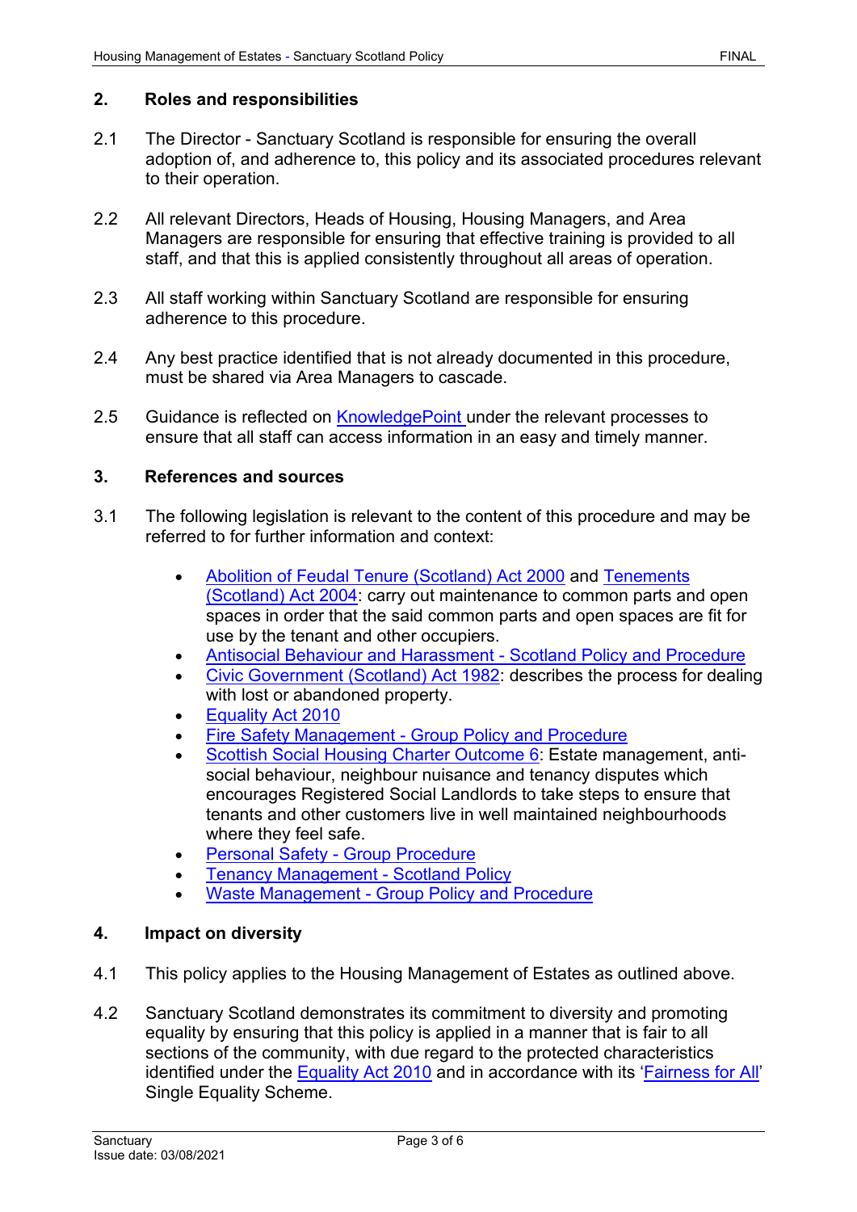## 2. Roles and responsibilities

2.1 The Director - Sanctuary Scotland is responsible for ensuring the overall adoption of, and adherence to, this policy and its associated procedures relevant to their operation.

2.2 All relevant Directors, Heads of Housing, Housing Managers, and Area Managers are responsible for ensuring that effective training is provided to all staff, and that this is applied consistently throughout all areas of operation.

2.3 All staff working within Sanctuary Scotland are responsible for ensuring adherence to this procedure.

2.4 Any best practice identified that is not already documented in this procedure, must be shared via Area Managers to cascade.

2.5 Guidance is reflected on KnowledgePoint under the relevant processes to ensure that all staff can access information in an easy and timely manner.

## 3. References and sources

3.1 The following legislation is relevant to the content of this procedure and may be referred to for further information and context:

- Abolition of Feudal Tenure (Scotland) Act 2000 and Tenements (Scotland) Act 2004: carry out maintenance to common parts and open spaces in order that the said common parts and open spaces are fit for use by the tenant and other occupiers.
- Antisocial Behaviour and Harassment - Scotland Policy and Procedure
- Civic Government (Scotland) Act 1982: describes the process for dealing with lost or abandoned property.
- Equality Act 2010
- Fire Safety Management - Group Policy and Procedure
- Scottish Social Housing Charter Outcome 6: Estate management, anti-social behaviour, neighbour nuisance and tenancy disputes which encourages Registered Social Landlords to take steps to ensure that tenants and other customers live in well maintained neighbourhoods where they feel safe.
- Personal Safety - Group Procedure
- Tenancy Management - Scotland Policy
- Waste Management - Group Policy and Procedure

## 4. Impact on diversity

4.1 This policy applies to the Housing Management of Estates as outlined above.

4.2 Sanctuary Scotland demonstrates its commitment to diversity and promoting equality by ensuring that this policy is applied in a manner that is fair to all sections of the community, with due regard to the protected characteristics identified under the Equality Act 2010 and in accordance with its 'Fairness for All' Single Equality Scheme.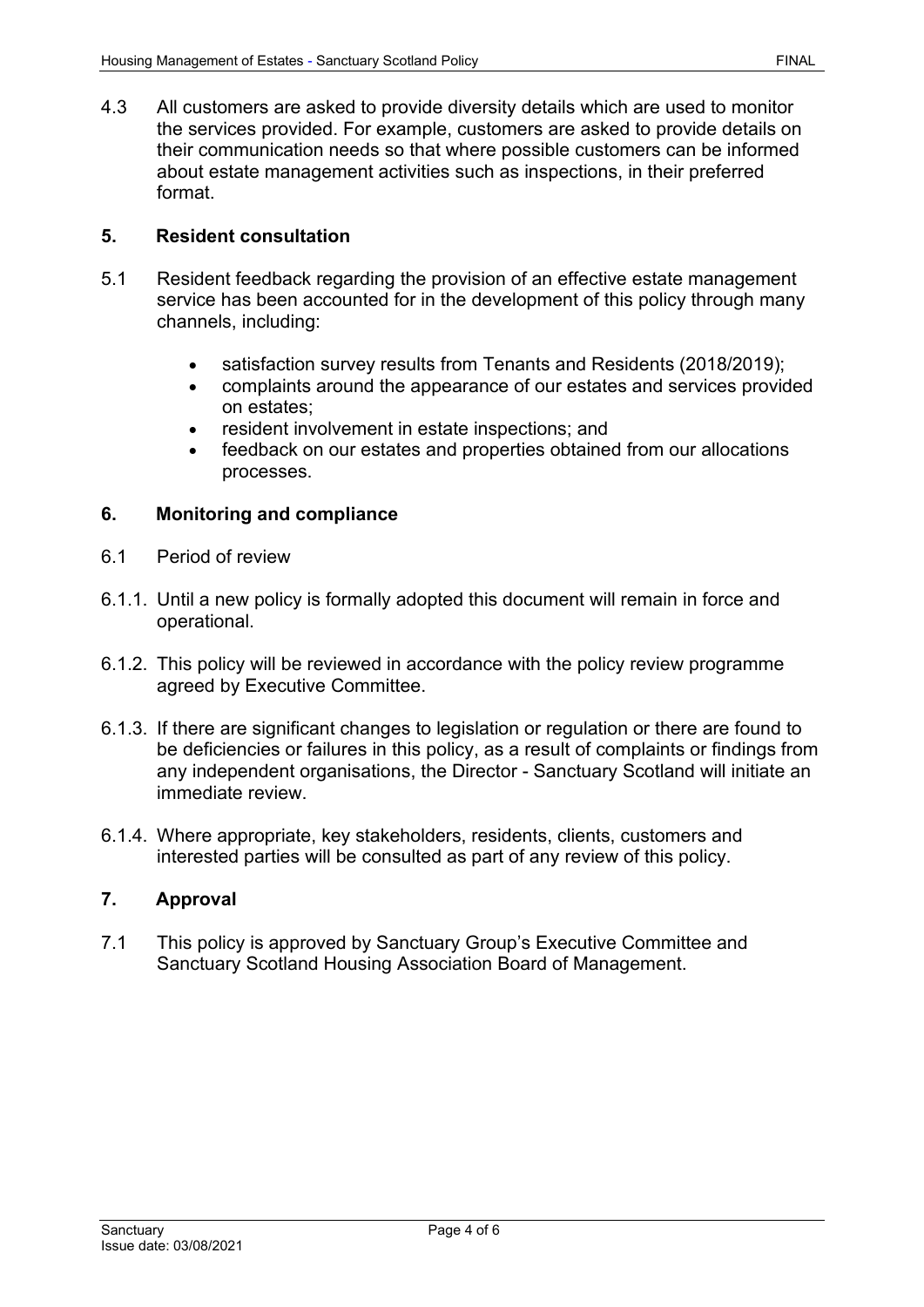4.3 All customers are asked to provide diversity details which are used to monitor the services provided. For example, customers are asked to provide details on their communication needs so that where possible customers can be informed about estate management activities such as inspections, in their preferred format.

## 5. Resident consultation

5.1 Resident feedback regarding the provision of an effective estate management service has been accounted for in the development of this policy through many channels, including:

- satisfaction survey results from Tenants and Residents (2018/2019);
- complaints around the appearance of our estates and services provided on estates;
- resident involvement in estate inspections; and
- feedback on our estates and properties obtained from our allocations processes.

## 6. Monitoring and compliance

6.1 Period of review

6.1.1. Until a new policy is formally adopted this document will remain in force and operational.

6.1.2. This policy will be reviewed in accordance with the policy review programme agreed by Executive Committee.

6.1.3. If there are significant changes to legislation or regulation or there are found to be deficiencies or failures in this policy, as a result of complaints or findings from any independent organisations, the Director - Sanctuary Scotland will initiate an immediate review.

6.1.4. Where appropriate, key stakeholders, residents, clients, customers and interested parties will be consulted as part of any review of this policy.

## 7. Approval

7.1 This policy is approved by Sanctuary Group's Executive Committee and Sanctuary Scotland Housing Association Board of Management.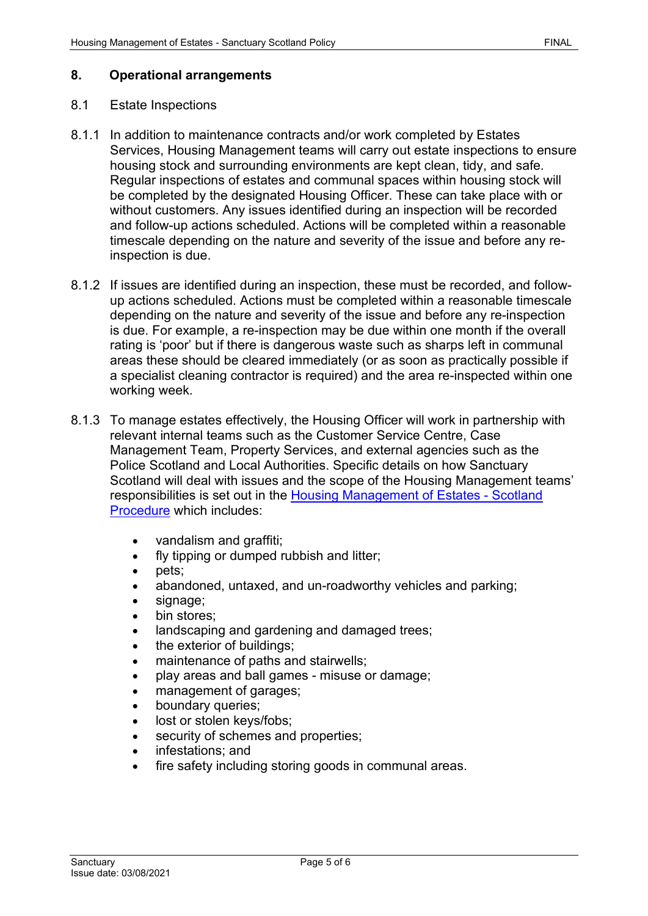## 8. Operational arrangements

8.1 Estate Inspections

8.1.1 In addition to maintenance contracts and/or work completed by Estates Services, Housing Management teams will carry out estate inspections to ensure housing stock and surrounding environments are kept clean, tidy, and safe. Regular inspections of estates and communal spaces within housing stock will be completed by the designated Housing Officer. These can take place with or without customers. Any issues identified during an inspection will be recorded and follow-up actions scheduled. Actions will be completed within a reasonable timescale depending on the nature and severity of the issue and before any re-inspection is due.

8.1.2 If issues are identified during an inspection, these must be recorded, and follow-up actions scheduled. Actions must be completed within a reasonable timescale depending on the nature and severity of the issue and before any re-inspection is due. For example, a re-inspection may be due within one month if the overall rating is 'poor' but if there is dangerous waste such as sharps left in communal areas these should be cleared immediately (or as soon as practically possible if a specialist cleaning contractor is required) and the area re-inspected within one working week.

8.1.3 To manage estates effectively, the Housing Officer will work in partnership with relevant internal teams such as the Customer Service Centre, Case Management Team, Property Services, and external agencies such as the Police Scotland and Local Authorities. Specific details on how Sanctuary Scotland will deal with issues and the scope of the Housing Management teams' responsibilities is set out in the Housing Management of Estates - Scotland Procedure which includes:

- vandalism and graffiti;
- fly tipping or dumped rubbish and litter;
- pets;
- abandoned, untaxed, and un-roadworthy vehicles and parking;
- signage;
- bin stores;
- landscaping and gardening and damaged trees;
- the exterior of buildings;
- maintenance of paths and stairwells;
- play areas and ball games - misuse or damage;
- management of garages;
- boundary queries;
- lost or stolen keys/fobs;
- security of schemes and properties;
- infestations; and
- fire safety including storing goods in communal areas.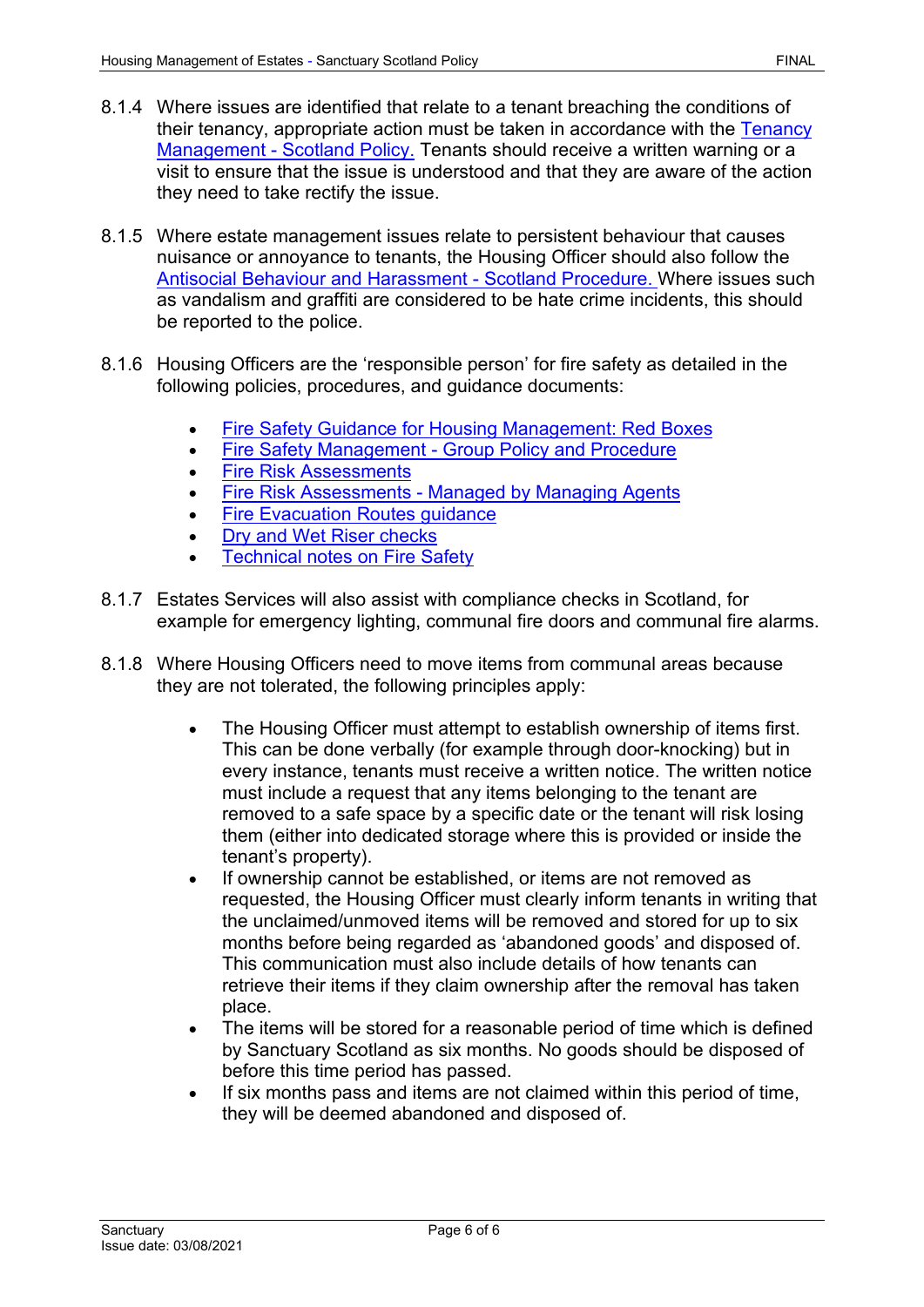8.1.4 Where issues are identified that relate to a tenant breaching the conditions of their tenancy, appropriate action must be taken in accordance with the Tenancy Management - Scotland Policy. Tenants should receive a written warning or a visit to ensure that the issue is understood and that they are aware of the action they need to take rectify the issue.

8.1.5 Where estate management issues relate to persistent behaviour that causes nuisance or annoyance to tenants, the Housing Officer should also follow the Antisocial Behaviour and Harassment - Scotland Procedure. Where issues such as vandalism and graffiti are considered to be hate crime incidents, this should be reported to the police.

8.1.6 Housing Officers are the 'responsible person' for fire safety as detailed in the following policies, procedures, and guidance documents:

- Fire Safety Guidance for Housing Management: Red Boxes
- Fire Safety Management - Group Policy and Procedure
- Fire Risk Assessments
- Fire Risk Assessments - Managed by Managing Agents
- Fire Evacuation Routes guidance
- Dry and Wet Riser checks
- Technical notes on Fire Safety

8.1.7 Estates Services will also assist with compliance checks in Scotland, for example for emergency lighting, communal fire doors and communal fire alarms.

8.1.8 Where Housing Officers need to move items from communal areas because they are not tolerated, the following principles apply:

- The Housing Officer must attempt to establish ownership of items first. This can be done verbally (for example through door-knocking) but in every instance, tenants must receive a written notice. The written notice must include a request that any items belonging to the tenant are removed to a safe space by a specific date or the tenant will risk losing them (either into dedicated storage where this is provided or inside the tenant's property).
- If ownership cannot be established, or items are not removed as requested, the Housing Officer must clearly inform tenants in writing that the unclaimed/unmoved items will be removed and stored for up to six months before being regarded as 'abandoned goods' and disposed of. This communication must also include details of how tenants can retrieve their items if they claim ownership after the removal has taken place.
- The items will be stored for a reasonable period of time which is defined by Sanctuary Scotland as six months. No goods should be disposed of before this time period has passed.
- If six months pass and items are not claimed within this period of time, they will be deemed abandoned and disposed of.